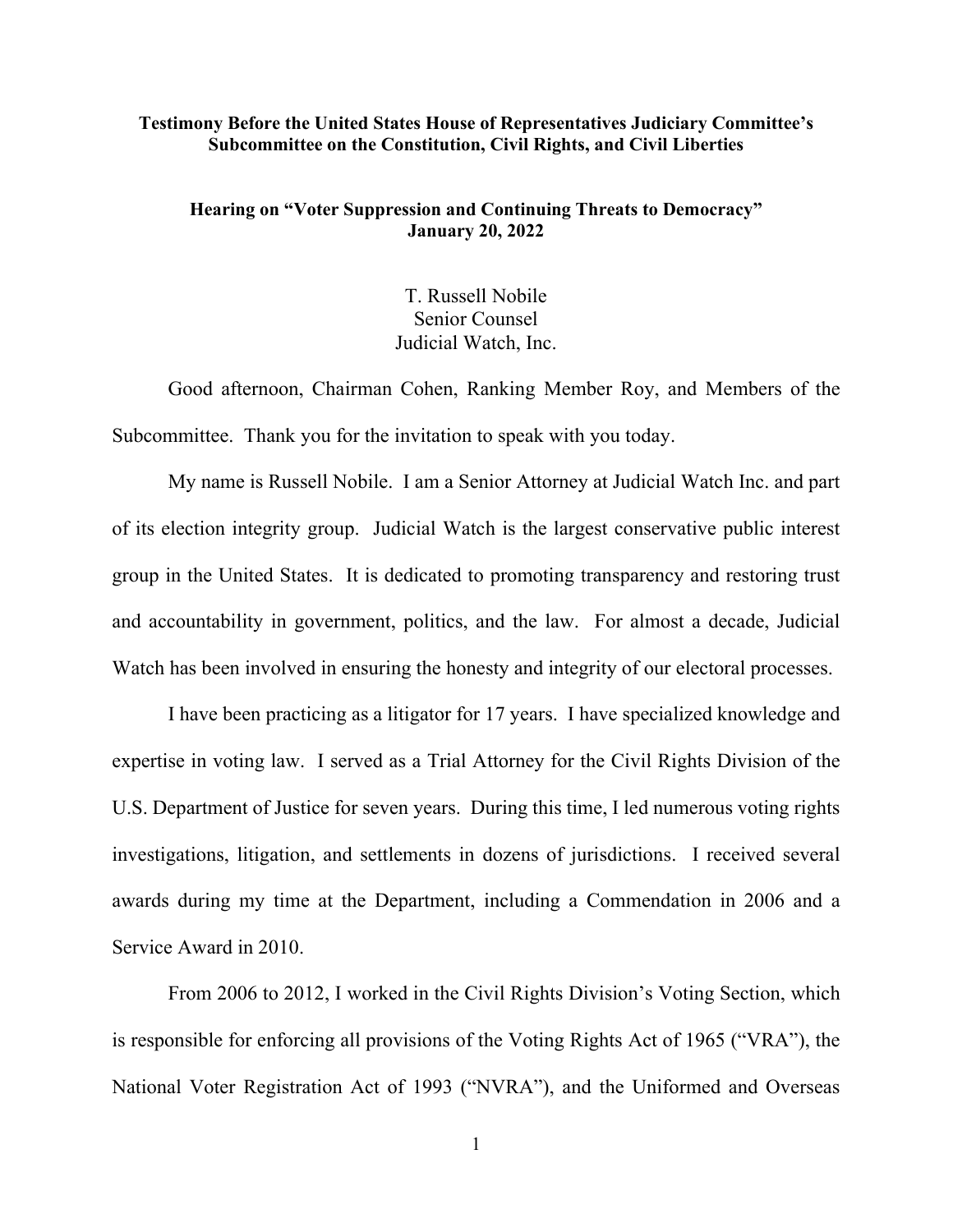**Testimony Before the United States House of Representatives Judiciary Committee's Subcommittee on the Constitution, Civil Rights, and Civil Liberties**

**Hearing on "Voter Suppression and Continuing Threats to Democracy"**
**January 20, 2022**

T. Russell Nobile
Senior Counsel
Judicial Watch, Inc.

Good afternoon, Chairman Cohen, Ranking Member Roy, and Members of the Subcommittee. Thank you for the invitation to speak with you today.

My name is Russell Nobile. I am a Senior Attorney at Judicial Watch Inc. and part of its election integrity group. Judicial Watch is the largest conservative public interest group in the United States. It is dedicated to promoting transparency and restoring trust and accountability in government, politics, and the law. For almost a decade, Judicial Watch has been involved in ensuring the honesty and integrity of our electoral processes.

I have been practicing as a litigator for 17 years. I have specialized knowledge and expertise in voting law. I served as a Trial Attorney for the Civil Rights Division of the U.S. Department of Justice for seven years. During this time, I led numerous voting rights investigations, litigation, and settlements in dozens of jurisdictions. I received several awards during my time at the Department, including a Commendation in 2006 and a Service Award in 2010.

From 2006 to 2012, I worked in the Civil Rights Division's Voting Section, which is responsible for enforcing all provisions of the Voting Rights Act of 1965 ("VRA"), the National Voter Registration Act of 1993 ("NVRA"), and the Uniformed and Overseas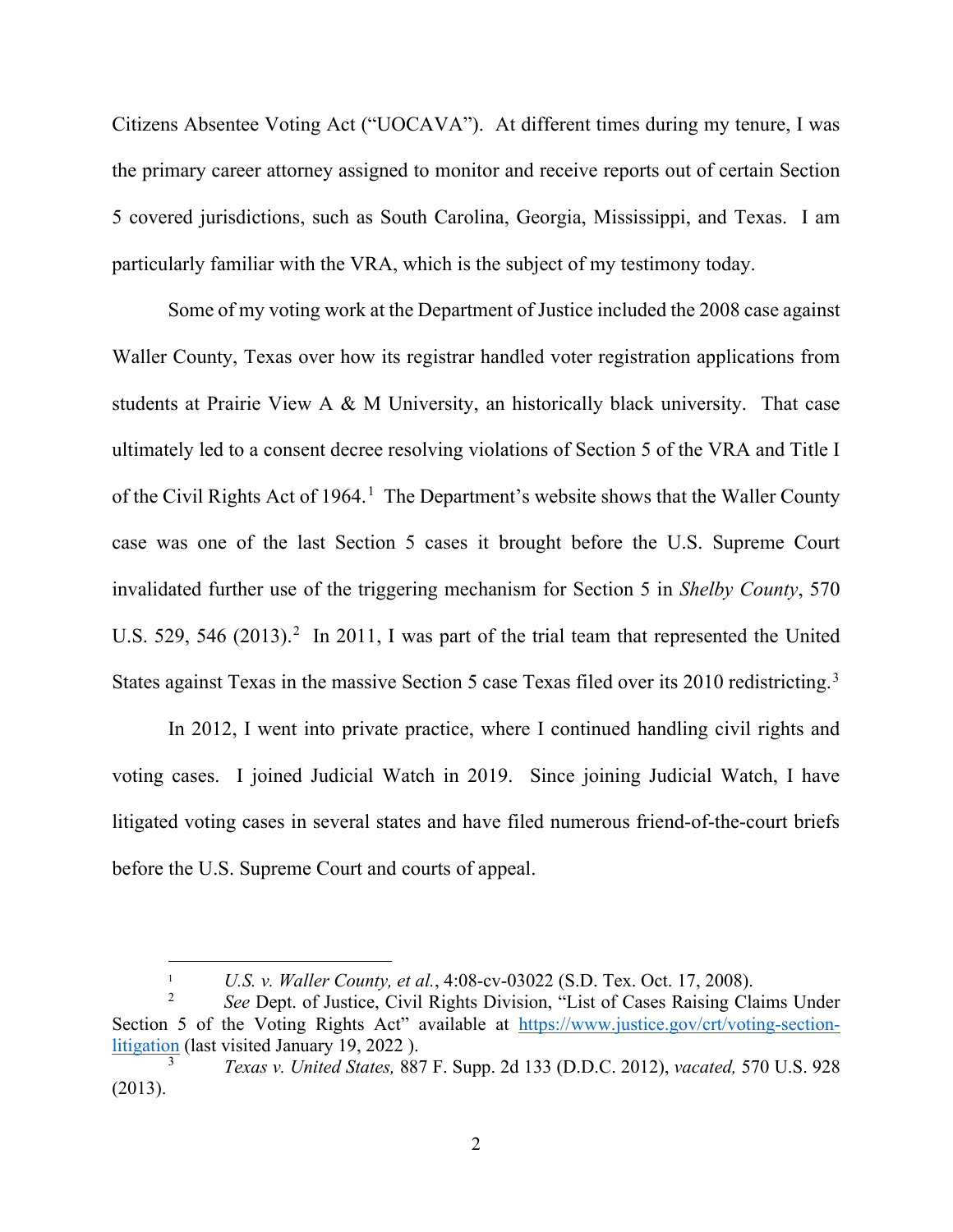Citizens Absentee Voting Act ("UOCAVA"). At different times during my tenure, I was the primary career attorney assigned to monitor and receive reports out of certain Section 5 covered jurisdictions, such as South Carolina, Georgia, Mississippi, and Texas. I am particularly familiar with the VRA, which is the subject of my testimony today.

Some of my voting work at the Department of Justice included the 2008 case against Waller County, Texas over how its registrar handled voter registration applications from students at Prairie View A & M University, an historically black university. That case ultimately led to a consent decree resolving violations of Section 5 of the VRA and Title I of the Civil Rights Act of 1964.[1] The Department's website shows that the Waller County case was one of the last Section 5 cases it brought before the U.S. Supreme Court invalidated further use of the triggering mechanism for Section 5 in *Shelby County*, 570 U.S. 529, 546 (2013).[2] In 2011, I was part of the trial team that represented the United States against Texas in the massive Section 5 case Texas filed over its 2010 redistricting.[3]

In 2012, I went into private practice, where I continued handling civil rights and voting cases. I joined Judicial Watch in 2019. Since joining Judicial Watch, I have litigated voting cases in several states and have filed numerous friend-of-the-court briefs before the U.S. Supreme Court and courts of appeal.

---

[1] *U.S. v. Waller County, et al.*, 4:08-cv-03022 (S.D. Tex. Oct. 17, 2008).

[2] *See* Dept. of Justice, Civil Rights Division, "List of Cases Raising Claims Under Section 5 of the Voting Rights Act" available at [https://www.justice.gov/crt/voting-section-litigation](https://www.justice.gov/crt/voting-section-litigation) (last visited January 19, 2022 ).

[3] *Texas v. United States,* 887 F. Supp. 2d 133 (D.D.C. 2012), *vacated,* 570 U.S. 928 (2013).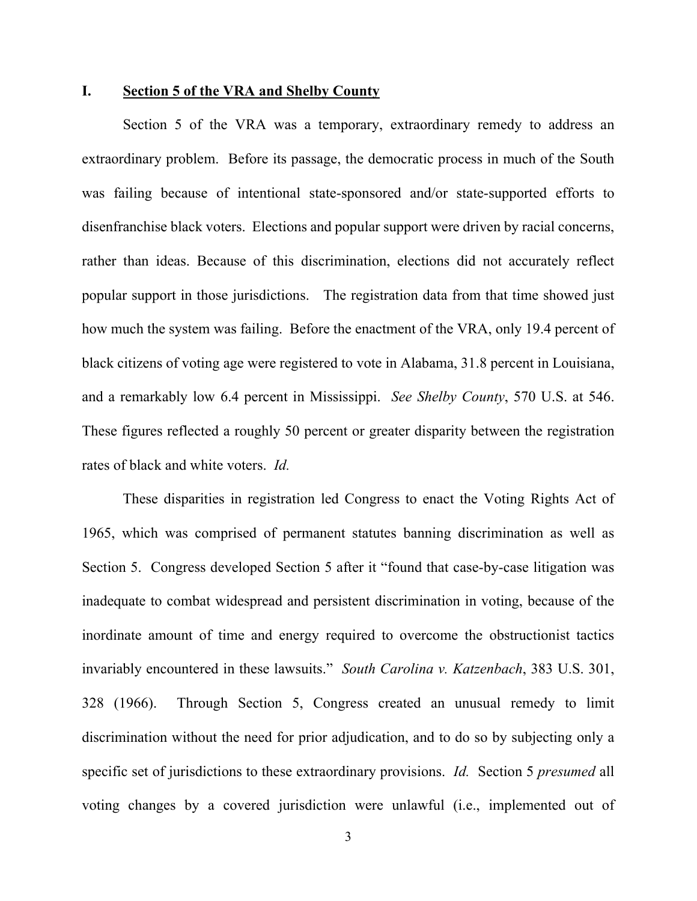## I. <u>Section 5 of the VRA and Shelby County</u>

Section 5 of the VRA was a temporary, extraordinary remedy to address an extraordinary problem. Before its passage, the democratic process in much of the South was failing because of intentional state-sponsored and/or state-supported efforts to disenfranchise black voters. Elections and popular support were driven by racial concerns, rather than ideas. Because of this discrimination, elections did not accurately reflect popular support in those jurisdictions. The registration data from that time showed just how much the system was failing. Before the enactment of the VRA, only 19.4 percent of black citizens of voting age were registered to vote in Alabama, 31.8 percent in Louisiana, and a remarkably low 6.4 percent in Mississippi. *See Shelby County*, 570 U.S. at 546. These figures reflected a roughly 50 percent or greater disparity between the registration rates of black and white voters. *Id.*

These disparities in registration led Congress to enact the Voting Rights Act of 1965, which was comprised of permanent statutes banning discrimination as well as Section 5. Congress developed Section 5 after it "found that case-by-case litigation was inadequate to combat widespread and persistent discrimination in voting, because of the inordinate amount of time and energy required to overcome the obstructionist tactics invariably encountered in these lawsuits." *South Carolina v. Katzenbach*, 383 U.S. 301, 328 (1966). Through Section 5, Congress created an unusual remedy to limit discrimination without the need for prior adjudication, and to do so by subjecting only a specific set of jurisdictions to these extraordinary provisions. *Id.* Section 5 *presumed* all voting changes by a covered jurisdiction were unlawful (i.e., implemented out of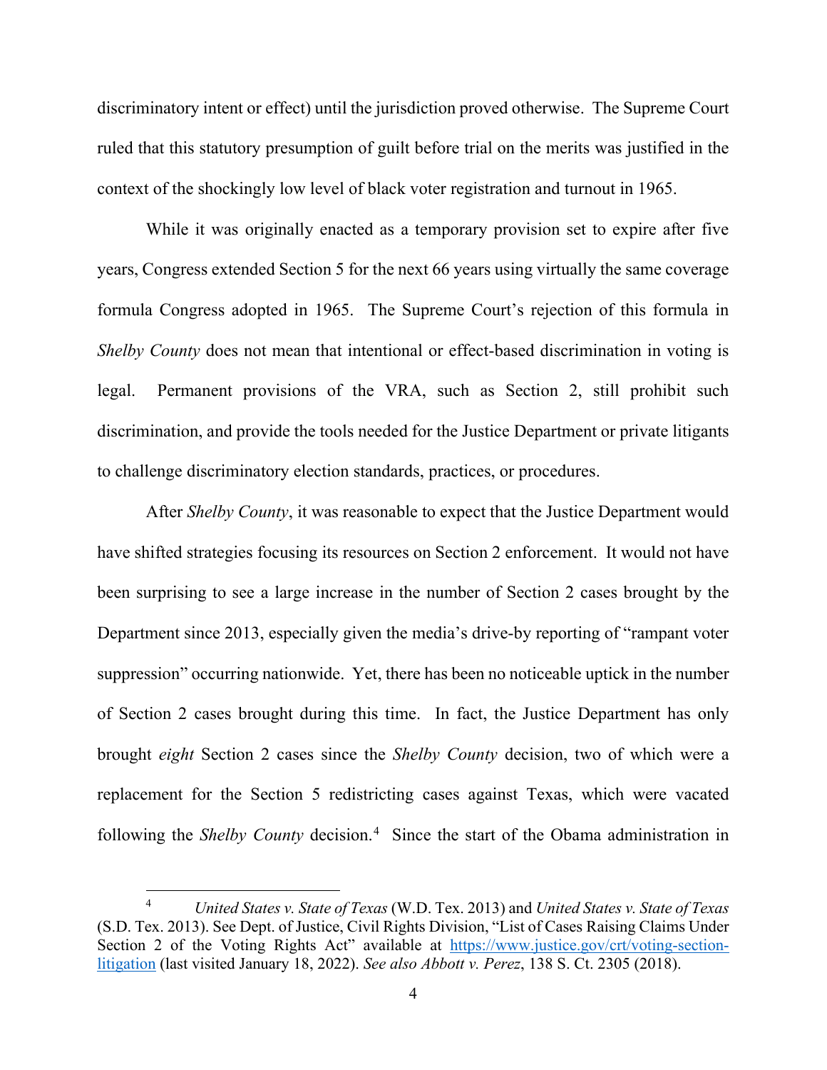discriminatory intent or effect) until the jurisdiction proved otherwise. The Supreme Court ruled that this statutory presumption of guilt before trial on the merits was justified in the context of the shockingly low level of black voter registration and turnout in 1965.

While it was originally enacted as a temporary provision set to expire after five years, Congress extended Section 5 for the next 66 years using virtually the same coverage formula Congress adopted in 1965. The Supreme Court's rejection of this formula in *Shelby County* does not mean that intentional or effect-based discrimination in voting is legal. Permanent provisions of the VRA, such as Section 2, still prohibit such discrimination, and provide the tools needed for the Justice Department or private litigants to challenge discriminatory election standards, practices, or procedures.

After *Shelby County*, it was reasonable to expect that the Justice Department would have shifted strategies focusing its resources on Section 2 enforcement. It would not have been surprising to see a large increase in the number of Section 2 cases brought by the Department since 2013, especially given the media's drive-by reporting of "rampant voter suppression" occurring nationwide. Yet, there has been no noticeable uptick in the number of Section 2 cases brought during this time. In fact, the Justice Department has only brought *eight* Section 2 cases since the *Shelby County* decision, two of which were a replacement for the Section 5 redistricting cases against Texas, which were vacated following the *Shelby County* decision.[4] Since the start of the Obama administration in

---

[4] *United States v. State of Texas* (W.D. Tex. 2013) and *United States v. State of Texas* (S.D. Tex. 2013). See Dept. of Justice, Civil Rights Division, "List of Cases Raising Claims Under Section 2 of the Voting Rights Act" available at [https://www.justice.gov/crt/voting-section-litigation](https://www.justice.gov/crt/voting-section-litigation) (last visited January 18, 2022). *See also Abbott v. Perez*, 138 S. Ct. 2305 (2018).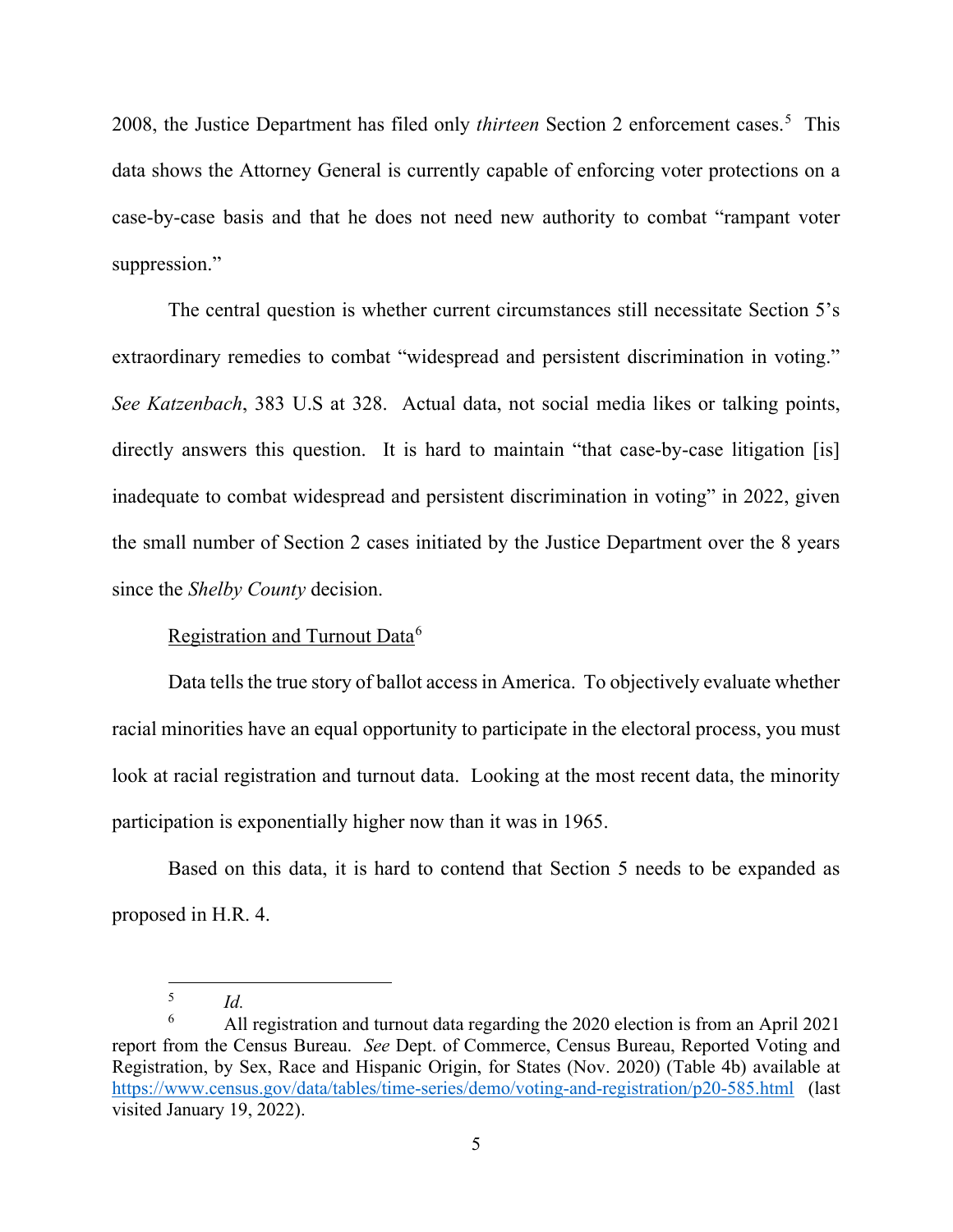2008, the Justice Department has filed only *thirteen* Section 2 enforcement cases.[5] This data shows the Attorney General is currently capable of enforcing voter protections on a case-by-case basis and that he does not need new authority to combat "rampant voter suppression."

The central question is whether current circumstances still necessitate Section 5's extraordinary remedies to combat "widespread and persistent discrimination in voting." *See Katzenbach*, 383 U.S at 328. Actual data, not social media likes or talking points, directly answers this question. It is hard to maintain "that case-by-case litigation [is] inadequate to combat widespread and persistent discrimination in voting" in 2022, given the small number of Section 2 cases initiated by the Justice Department over the 8 years since the *Shelby County* decision.

<u>Registration and Turnout Data</u>[6]

Data tells the true story of ballot access in America. To objectively evaluate whether racial minorities have an equal opportunity to participate in the electoral process, you must look at racial registration and turnout data. Looking at the most recent data, the minority participation is exponentially higher now than it was in 1965.

Based on this data, it is hard to contend that Section 5 needs to be expanded as proposed in H.R. 4.

---

[5] *Id.*

[6] All registration and turnout data regarding the 2020 election is from an April 2021 report from the Census Bureau. *See* Dept. of Commerce, Census Bureau, Reported Voting and Registration, by Sex, Race and Hispanic Origin, for States (Nov. 2020) (Table 4b) available at https://www.census.gov/data/tables/time-series/demo/voting-and-registration/p20-585.html (last visited January 19, 2022).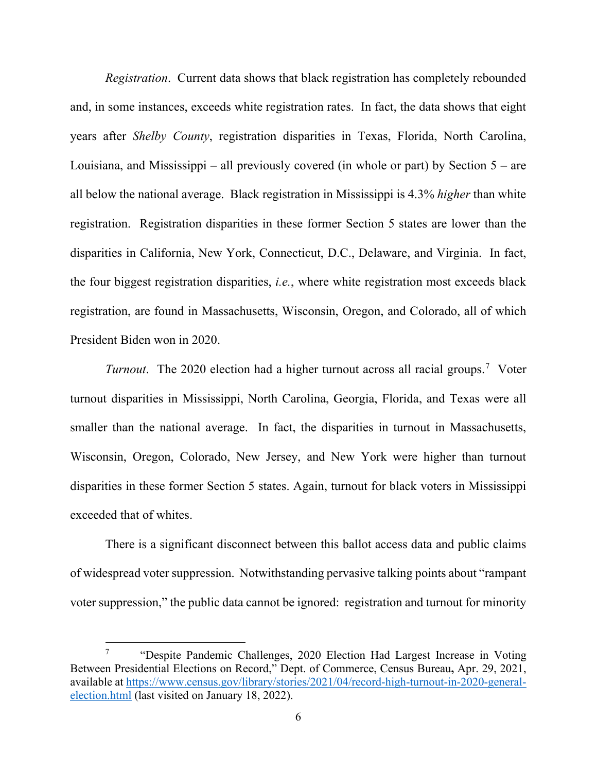*Registration*. Current data shows that black registration has completely rebounded and, in some instances, exceeds white registration rates. In fact, the data shows that eight years after *Shelby County*, registration disparities in Texas, Florida, North Carolina, Louisiana, and Mississippi – all previously covered (in whole or part) by Section 5 – are all below the national average. Black registration in Mississippi is 4.3% *higher* than white registration. Registration disparities in these former Section 5 states are lower than the disparities in California, New York, Connecticut, D.C., Delaware, and Virginia. In fact, the four biggest registration disparities, *i.e.*, where white registration most exceeds black registration, are found in Massachusetts, Wisconsin, Oregon, and Colorado, all of which President Biden won in 2020.

*Turnout*. The 2020 election had a higher turnout across all racial groups.[7] Voter turnout disparities in Mississippi, North Carolina, Georgia, Florida, and Texas were all smaller than the national average. In fact, the disparities in turnout in Massachusetts, Wisconsin, Oregon, Colorado, New Jersey, and New York were higher than turnout disparities in these former Section 5 states. Again, turnout for black voters in Mississippi exceeded that of whites.

There is a significant disconnect between this ballot access data and public claims of widespread voter suppression. Notwithstanding pervasive talking points about "rampant voter suppression," the public data cannot be ignored: registration and turnout for minority

---

[7] "Despite Pandemic Challenges, 2020 Election Had Largest Increase in Voting Between Presidential Elections on Record," Dept. of Commerce, Census Bureau**,** Apr. 29, 2021, available at [https://www.census.gov/library/stories/2021/04/record-high-turnout-in-2020-general-election.html](https://www.census.gov/library/stories/2021/04/record-high-turnout-in-2020-general-election.html) (last visited on January 18, 2022).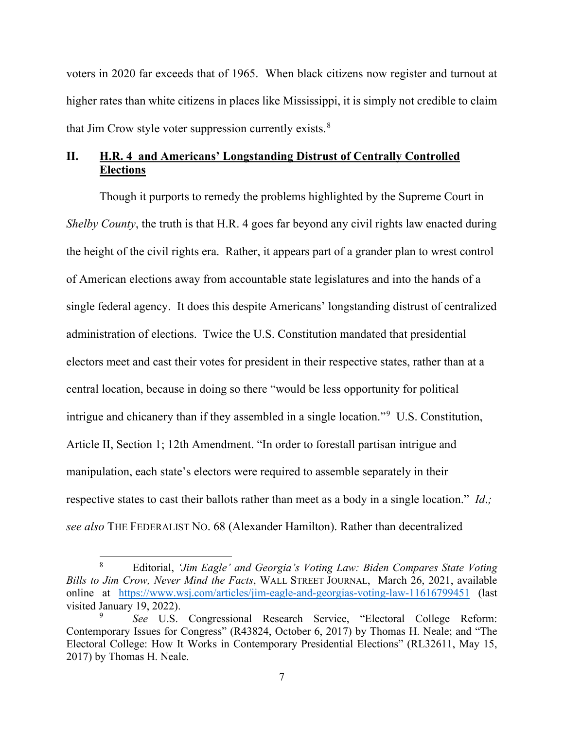voters in 2020 far exceeds that of 1965. When black citizens now register and turnout at higher rates than white citizens in places like Mississippi, it is simply not credible to claim that Jim Crow style voter suppression currently exists.[8]

## II. <u>H.R. 4 and Americans' Longstanding Distrust of Centrally Controlled Elections</u>

Though it purports to remedy the problems highlighted by the Supreme Court in *Shelby County*, the truth is that H.R. 4 goes far beyond any civil rights law enacted during the height of the civil rights era. Rather, it appears part of a grander plan to wrest control of American elections away from accountable state legislatures and into the hands of a single federal agency. It does this despite Americans' longstanding distrust of centralized administration of elections. Twice the U.S. Constitution mandated that presidential electors meet and cast their votes for president in their respective states, rather than at a central location, because in doing so there "would be less opportunity for political intrigue and chicanery than if they assembled in a single location."[9] U.S. Constitution, Article II, Section 1; 12th Amendment. "In order to forestall partisan intrigue and manipulation, each state's electors were required to assemble separately in their respective states to cast their ballots rather than meet as a body in a single location." *Id.*; *see also* THE FEDERALIST NO. 68 (Alexander Hamilton). Rather than decentralized

---

[8] Editorial, *'Jim Eagle' and Georgia's Voting Law: Biden Compares State Voting Bills to Jim Crow, Never Mind the Facts*, WALL STREET JOURNAL, March 26, 2021, available online at https://www.wsj.com/articles/jim-eagle-and-georgias-voting-law-11616799451 (last visited January 19, 2022).

[9] *See* U.S. Congressional Research Service, "Electoral College Reform: Contemporary Issues for Congress" (R43824, October 6, 2017) by Thomas H. Neale; and "The Electoral College: How It Works in Contemporary Presidential Elections" (RL32611, May 15, 2017) by Thomas H. Neale.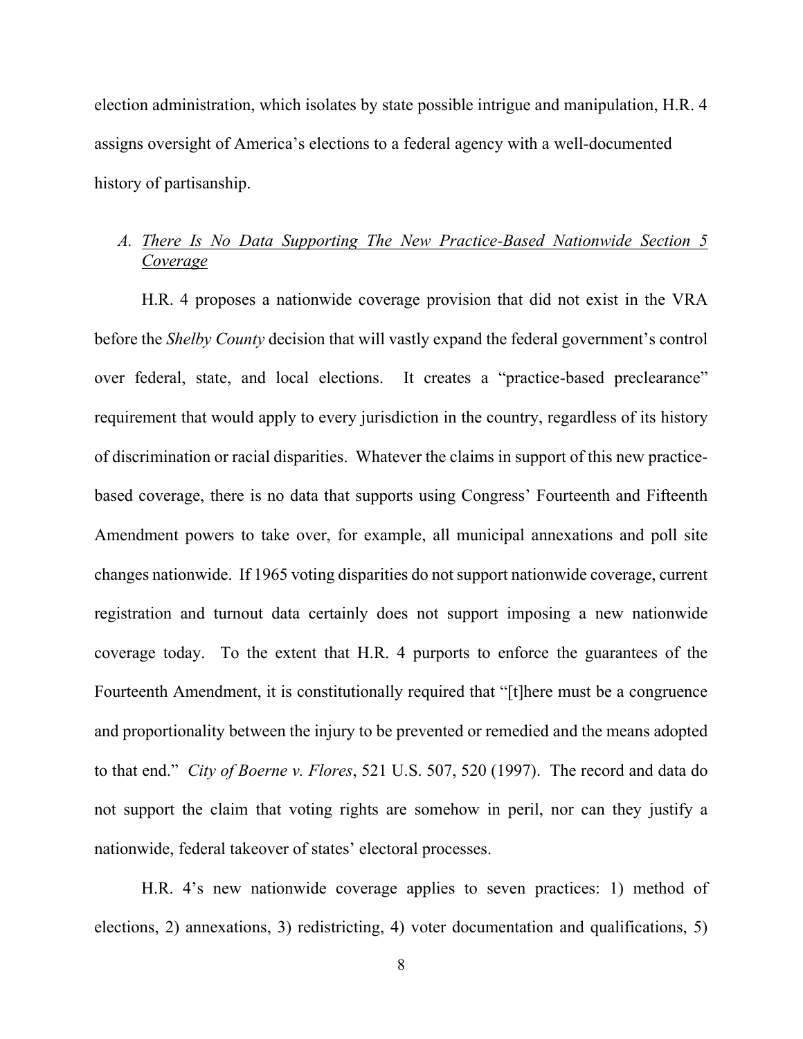election administration, which isolates by state possible intrigue and manipulation, H.R. 4 assigns oversight of America's elections to a federal agency with a well-documented history of partisanship.

### A. *There Is No Data Supporting The New Practice-Based Nationwide Section 5 Coverage*

H.R. 4 proposes a nationwide coverage provision that did not exist in the VRA before the *Shelby County* decision that will vastly expand the federal government's control over federal, state, and local elections. It creates a "practice-based preclearance" requirement that would apply to every jurisdiction in the country, regardless of its history of discrimination or racial disparities. Whatever the claims in support of this new practice-based coverage, there is no data that supports using Congress' Fourteenth and Fifteenth Amendment powers to take over, for example, all municipal annexations and poll site changes nationwide. If 1965 voting disparities do not support nationwide coverage, current registration and turnout data certainly does not support imposing a new nationwide coverage today. To the extent that H.R. 4 purports to enforce the guarantees of the Fourteenth Amendment, it is constitutionally required that "[t]here must be a congruence and proportionality between the injury to be prevented or remedied and the means adopted to that end." *City of Boerne v. Flores*, 521 U.S. 507, 520 (1997). The record and data do not support the claim that voting rights are somehow in peril, nor can they justify a nationwide, federal takeover of states' electoral processes.

H.R. 4's new nationwide coverage applies to seven practices: 1) method of elections, 2) annexations, 3) redistricting, 4) voter documentation and qualifications, 5)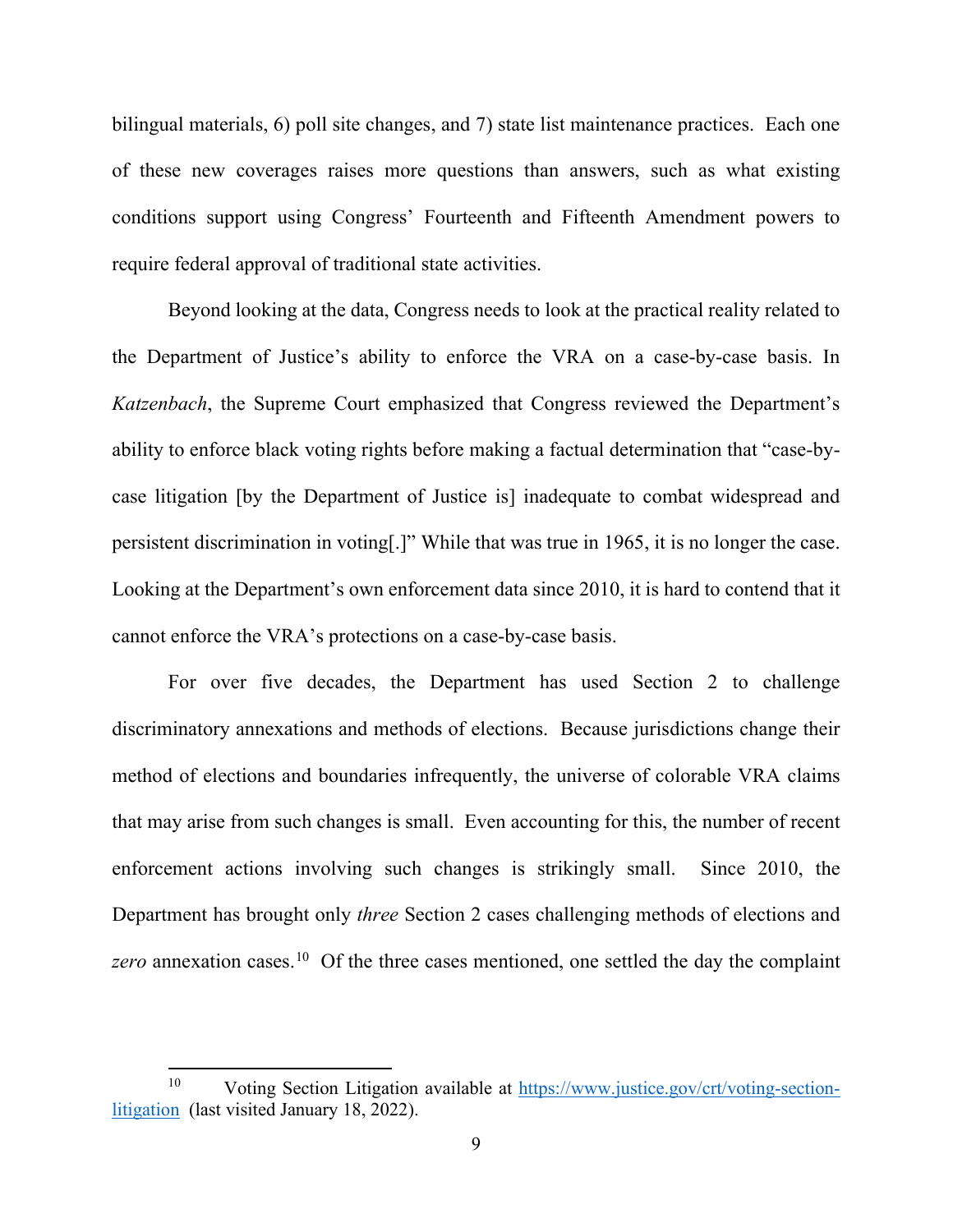bilingual materials, 6) poll site changes, and 7) state list maintenance practices. Each one of these new coverages raises more questions than answers, such as what existing conditions support using Congress' Fourteenth and Fifteenth Amendment powers to require federal approval of traditional state activities.

Beyond looking at the data, Congress needs to look at the practical reality related to the Department of Justice's ability to enforce the VRA on a case-by-case basis. In *Katzenbach*, the Supreme Court emphasized that Congress reviewed the Department's ability to enforce black voting rights before making a factual determination that "case-by-case litigation [by the Department of Justice is] inadequate to combat widespread and persistent discrimination in voting[.]" While that was true in 1965, it is no longer the case. Looking at the Department's own enforcement data since 2010, it is hard to contend that it cannot enforce the VRA's protections on a case-by-case basis.

For over five decades, the Department has used Section 2 to challenge discriminatory annexations and methods of elections. Because jurisdictions change their method of elections and boundaries infrequently, the universe of colorable VRA claims that may arise from such changes is small. Even accounting for this, the number of recent enforcement actions involving such changes is strikingly small. Since 2010, the Department has brought only *three* Section 2 cases challenging methods of elections and *zero* annexation cases.[10] Of the three cases mentioned, one settled the day the complaint

---

[10] Voting Section Litigation available at [https://www.justice.gov/crt/voting-section-litigation](https://www.justice.gov/crt/voting-section-litigation) (last visited January 18, 2022).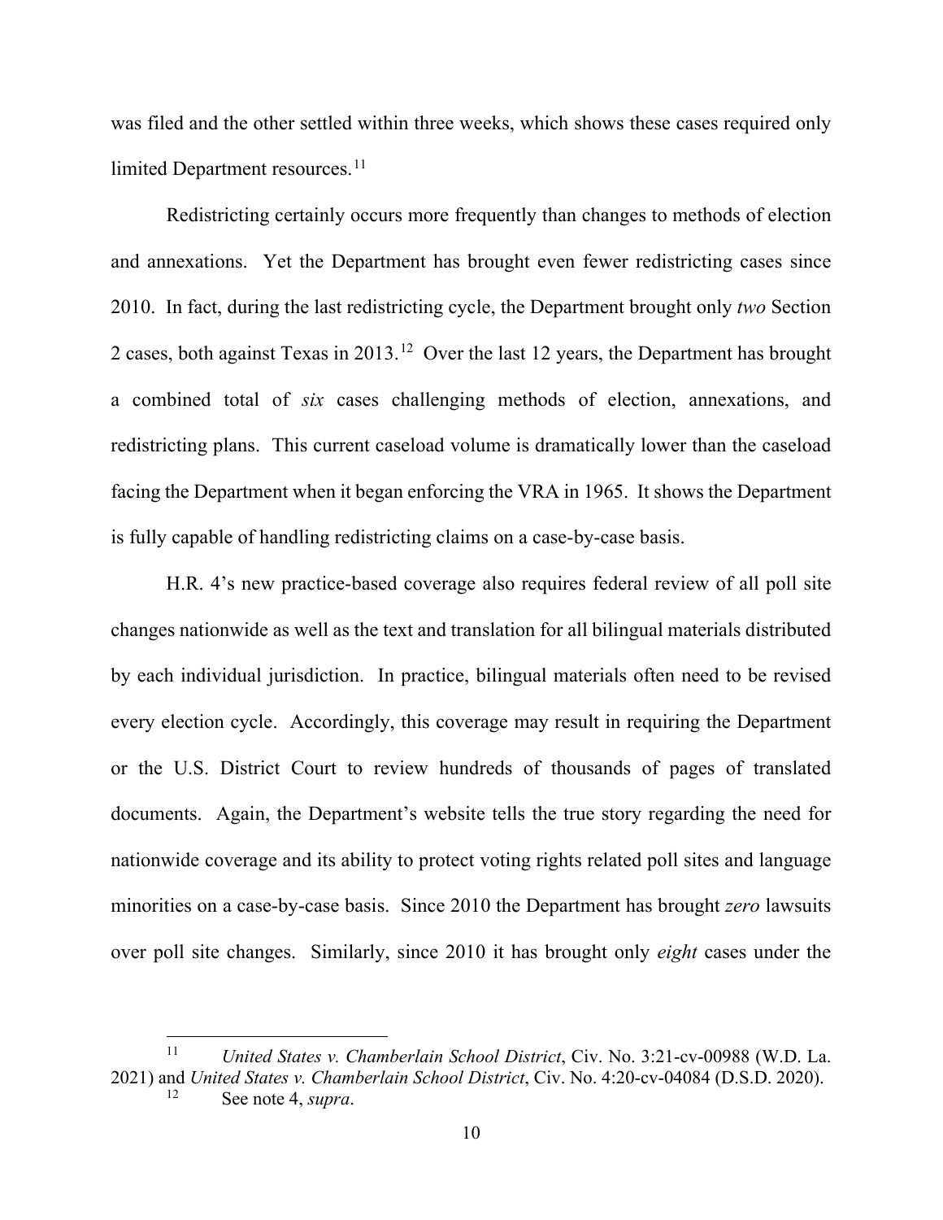was filed and the other settled within three weeks, which shows these cases required only limited Department resources.[11]

Redistricting certainly occurs more frequently than changes to methods of election and annexations. Yet the Department has brought even fewer redistricting cases since 2010. In fact, during the last redistricting cycle, the Department brought only *two* Section 2 cases, both against Texas in 2013.[12] Over the last 12 years, the Department has brought a combined total of *six* cases challenging methods of election, annexations, and redistricting plans. This current caseload volume is dramatically lower than the caseload facing the Department when it began enforcing the VRA in 1965. It shows the Department is fully capable of handling redistricting claims on a case-by-case basis.

H.R. 4's new practice-based coverage also requires federal review of all poll site changes nationwide as well as the text and translation for all bilingual materials distributed by each individual jurisdiction. In practice, bilingual materials often need to be revised every election cycle. Accordingly, this coverage may result in requiring the Department or the U.S. District Court to review hundreds of thousands of pages of translated documents. Again, the Department's website tells the true story regarding the need for nationwide coverage and its ability to protect voting rights related poll sites and language minorities on a case-by-case basis. Since 2010 the Department has brought *zero* lawsuits over poll site changes. Similarly, since 2010 it has brought only *eight* cases under the

---

[11] *United States v. Chamberlain School District*, Civ. No. 3:21-cv-00988 (W.D. La. 2021) and *United States v. Chamberlain School District*, Civ. No. 4:20-cv-04084 (D.S.D. 2020).

[12] See note 4, *supra*.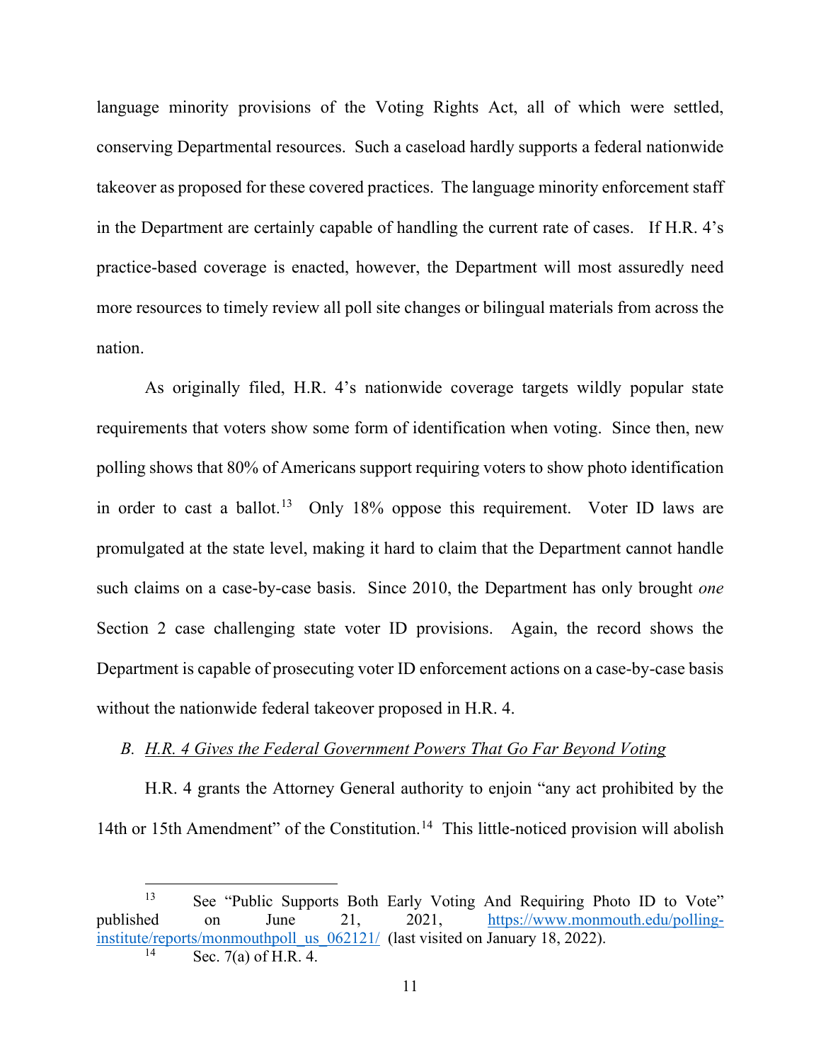language minority provisions of the Voting Rights Act, all of which were settled, conserving Departmental resources. Such a caseload hardly supports a federal nationwide takeover as proposed for these covered practices. The language minority enforcement staff in the Department are certainly capable of handling the current rate of cases. If H.R. 4's practice-based coverage is enacted, however, the Department will most assuredly need more resources to timely review all poll site changes or bilingual materials from across the nation.

As originally filed, H.R. 4's nationwide coverage targets wildly popular state requirements that voters show some form of identification when voting. Since then, new polling shows that 80% of Americans support requiring voters to show photo identification in order to cast a ballot.[13] Only 18% oppose this requirement. Voter ID laws are promulgated at the state level, making it hard to claim that the Department cannot handle such claims on a case-by-case basis. Since 2010, the Department has only brought *one* Section 2 case challenging state voter ID provisions. Again, the record shows the Department is capable of prosecuting voter ID enforcement actions on a case-by-case basis without the nationwide federal takeover proposed in H.R. 4.

### B. *H.R. 4 Gives the Federal Government Powers That Go Far Beyond Voting*

H.R. 4 grants the Attorney General authority to enjoin "any act prohibited by the 14th or 15th Amendment" of the Constitution.[14] This little-noticed provision will abolish

---

[13] See "Public Supports Both Early Voting And Requiring Photo ID to Vote" published on June 21, 2021, [https://www.monmouth.edu/polling-institute/reports/monmouthpoll_us_062121/](https://www.monmouth.edu/polling-institute/reports/monmouthpoll_us_062121/) (last visited on January 18, 2022).

[14] Sec. 7(a) of H.R. 4.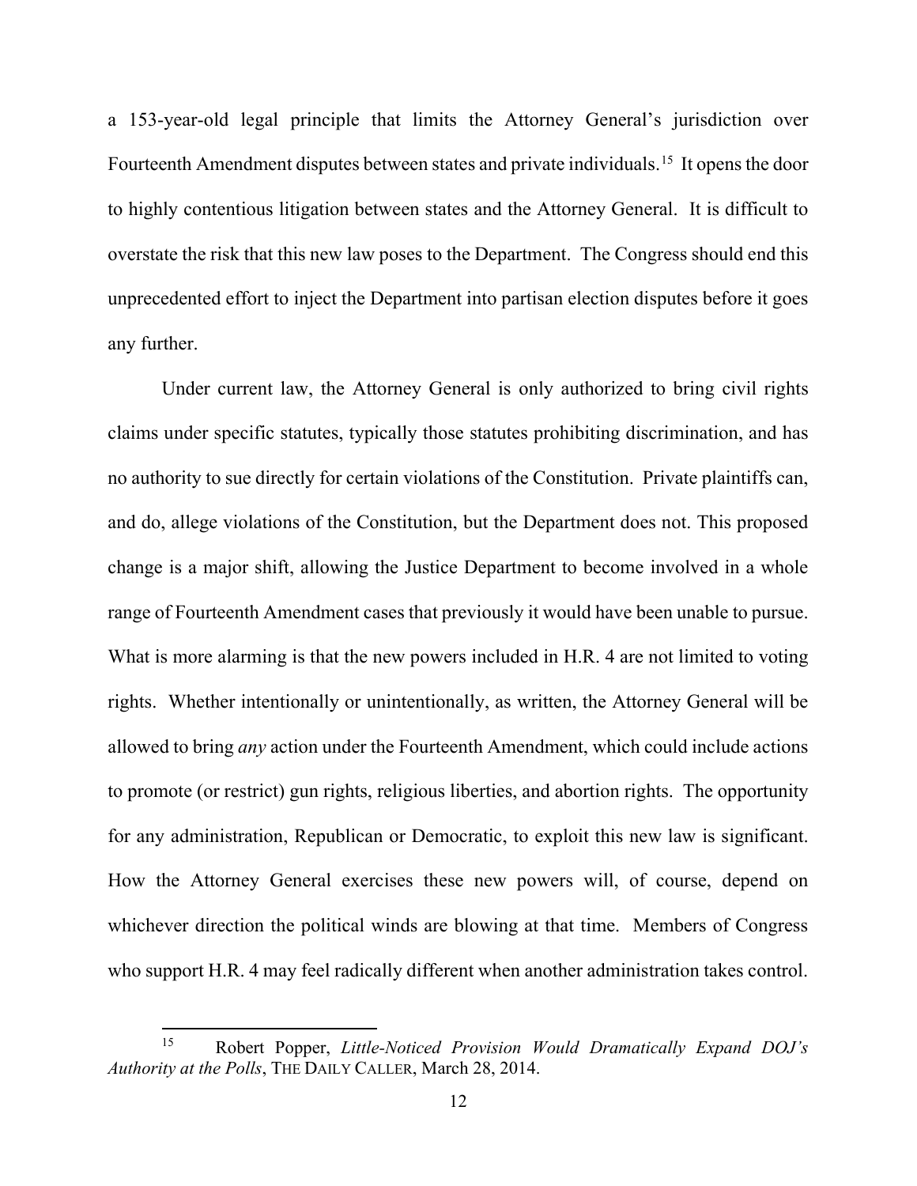a 153-year-old legal principle that limits the Attorney General's jurisdiction over Fourteenth Amendment disputes between states and private individuals.[15] It opens the door to highly contentious litigation between states and the Attorney General. It is difficult to overstate the risk that this new law poses to the Department. The Congress should end this unprecedented effort to inject the Department into partisan election disputes before it goes any further.

Under current law, the Attorney General is only authorized to bring civil rights claims under specific statutes, typically those statutes prohibiting discrimination, and has no authority to sue directly for certain violations of the Constitution. Private plaintiffs can, and do, allege violations of the Constitution, but the Department does not. This proposed change is a major shift, allowing the Justice Department to become involved in a whole range of Fourteenth Amendment cases that previously it would have been unable to pursue. What is more alarming is that the new powers included in H.R. 4 are not limited to voting rights. Whether intentionally or unintentionally, as written, the Attorney General will be allowed to bring *any* action under the Fourteenth Amendment, which could include actions to promote (or restrict) gun rights, religious liberties, and abortion rights. The opportunity for any administration, Republican or Democratic, to exploit this new law is significant. How the Attorney General exercises these new powers will, of course, depend on whichever direction the political winds are blowing at that time. Members of Congress who support H.R. 4 may feel radically different when another administration takes control.

---

[15] Robert Popper, *Little-Noticed Provision Would Dramatically Expand DOJ's Authority at the Polls*, THE DAILY CALLER, March 28, 2014.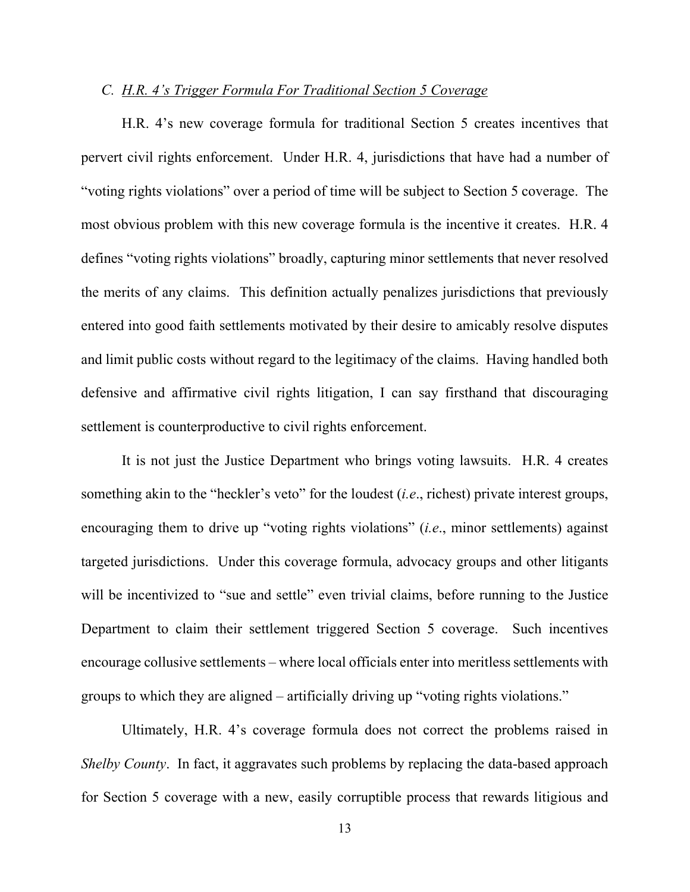### C. *H.R. 4's Trigger Formula For Traditional Section 5 Coverage*

H.R. 4's new coverage formula for traditional Section 5 creates incentives that pervert civil rights enforcement. Under H.R. 4, jurisdictions that have had a number of "voting rights violations" over a period of time will be subject to Section 5 coverage. The most obvious problem with this new coverage formula is the incentive it creates. H.R. 4 defines "voting rights violations" broadly, capturing minor settlements that never resolved the merits of any claims. This definition actually penalizes jurisdictions that previously entered into good faith settlements motivated by their desire to amicably resolve disputes and limit public costs without regard to the legitimacy of the claims. Having handled both defensive and affirmative civil rights litigation, I can say firsthand that discouraging settlement is counterproductive to civil rights enforcement.

It is not just the Justice Department who brings voting lawsuits. H.R. 4 creates something akin to the "heckler's veto" for the loudest (*i.e*., richest) private interest groups, encouraging them to drive up "voting rights violations" (*i.e*., minor settlements) against targeted jurisdictions. Under this coverage formula, advocacy groups and other litigants will be incentivized to "sue and settle" even trivial claims, before running to the Justice Department to claim their settlement triggered Section 5 coverage. Such incentives encourage collusive settlements – where local officials enter into meritless settlements with groups to which they are aligned – artificially driving up "voting rights violations."

Ultimately, H.R. 4's coverage formula does not correct the problems raised in *Shelby County*. In fact, it aggravates such problems by replacing the data-based approach for Section 5 coverage with a new, easily corruptible process that rewards litigious and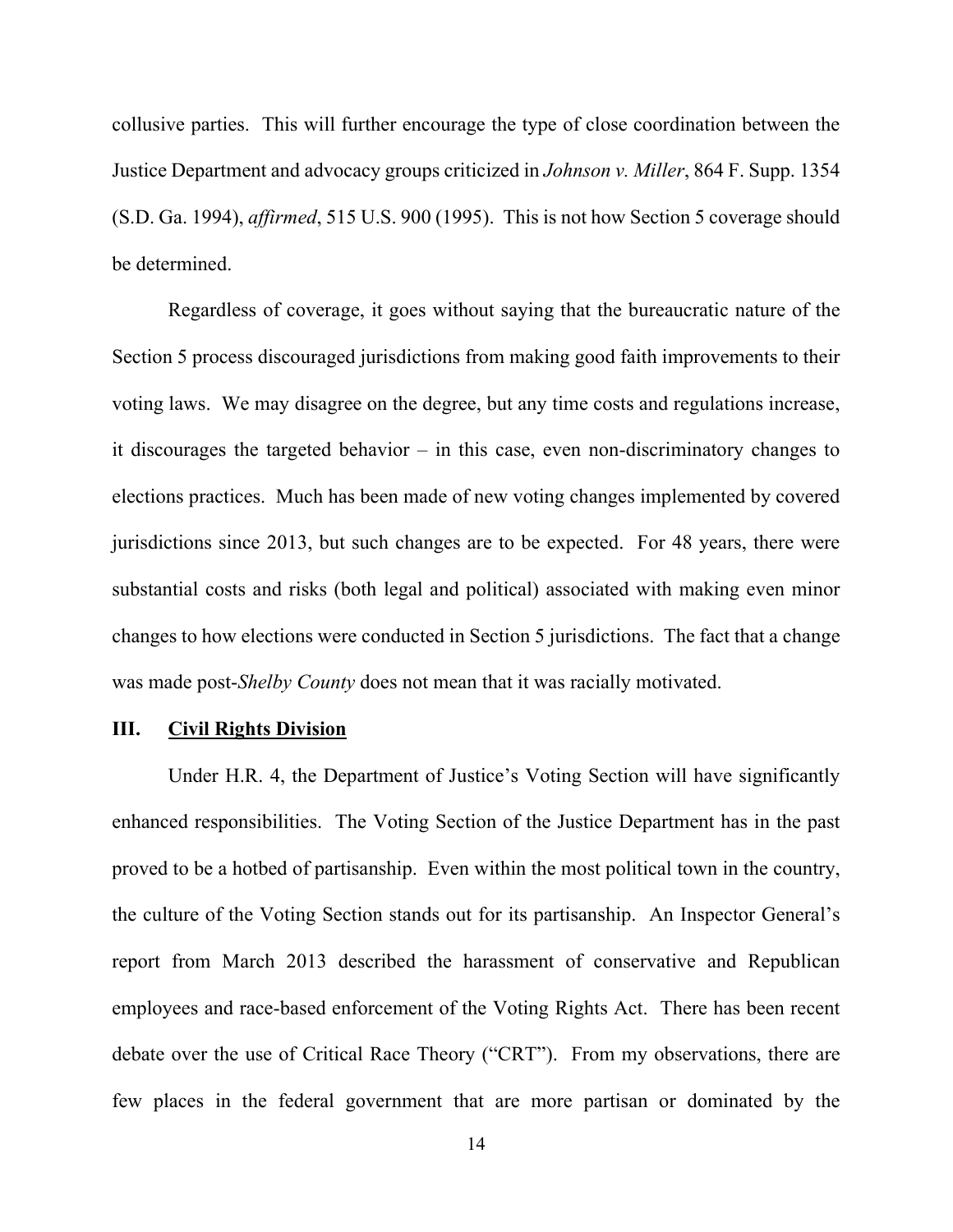collusive parties. This will further encourage the type of close coordination between the Justice Department and advocacy groups criticized in *Johnson v. Miller*, 864 F. Supp. 1354 (S.D. Ga. 1994), *affirmed*, 515 U.S. 900 (1995). This is not how Section 5 coverage should be determined.

Regardless of coverage, it goes without saying that the bureaucratic nature of the Section 5 process discouraged jurisdictions from making good faith improvements to their voting laws. We may disagree on the degree, but any time costs and regulations increase, it discourages the targeted behavior – in this case, even non-discriminatory changes to elections practices. Much has been made of new voting changes implemented by covered jurisdictions since 2013, but such changes are to be expected. For 48 years, there were substantial costs and risks (both legal and political) associated with making even minor changes to how elections were conducted in Section 5 jurisdictions. The fact that a change was made post-*Shelby County* does not mean that it was racially motivated.

## III. Civil Rights Division

Under H.R. 4, the Department of Justice's Voting Section will have significantly enhanced responsibilities. The Voting Section of the Justice Department has in the past proved to be a hotbed of partisanship. Even within the most political town in the country, the culture of the Voting Section stands out for its partisanship. An Inspector General's report from March 2013 described the harassment of conservative and Republican employees and race-based enforcement of the Voting Rights Act. There has been recent debate over the use of Critical Race Theory ("CRT"). From my observations, there are few places in the federal government that are more partisan or dominated by the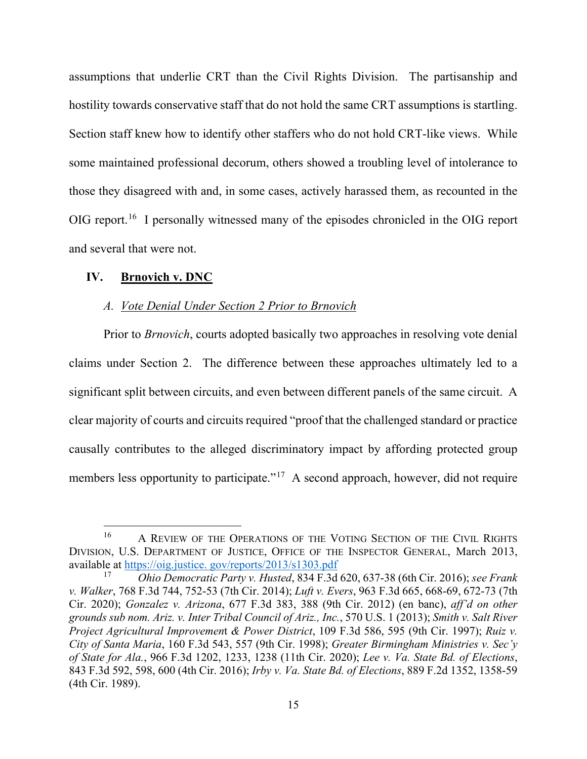assumptions that underlie CRT than the Civil Rights Division. The partisanship and hostility towards conservative staff that do not hold the same CRT assumptions is startling. Section staff knew how to identify other staffers who do not hold CRT-like views. While some maintained professional decorum, others showed a troubling level of intolerance to those they disagreed with and, in some cases, actively harassed them, as recounted in the OIG report.[16] I personally witnessed many of the episodes chronicled in the OIG report and several that were not.

## IV. **Brnovich v. DNC**

### A. *Vote Denial Under Section 2 Prior to Brnovich*

Prior to *Brnovich*, courts adopted basically two approaches in resolving vote denial claims under Section 2. The difference between these approaches ultimately led to a significant split between circuits, and even between different panels of the same circuit. A clear majority of courts and circuits required "proof that the challenged standard or practice causally contributes to the alleged discriminatory impact by affording protected group members less opportunity to participate."[17] A second approach, however, did not require

---

[16] A Review of the Operations of the Voting Section of the Civil Rights Division, U.S. Department of Justice, Office of the Inspector General, March 2013, available at https://oig.justice. gov/reports/2013/s1303.pdf

[17] *Ohio Democratic Party v. Husted*, 834 F.3d 620, 637-38 (6th Cir. 2016); *see Frank v. Walker*, 768 F.3d 744, 752-53 (7th Cir. 2014); *Luft v. Evers*, 963 F.3d 665, 668-69, 672-73 (7th Cir. 2020); *Gonzalez v. Arizona*, 677 F.3d 383, 388 (9th Cir. 2012) (en banc), *aff'd on other grounds sub nom. Ariz. v. Inter Tribal Council of Ariz., Inc.*, 570 U.S. 1 (2013); *Smith v. Salt River Project Agricultural Improvement & Power District*, 109 F.3d 586, 595 (9th Cir. 1997); *Ruiz v. City of Santa Maria*, 160 F.3d 543, 557 (9th Cir. 1998); *Greater Birmingham Ministries v. Sec'y of State for Ala.*, 966 F.3d 1202, 1233, 1238 (11th Cir. 2020); *Lee v. Va. State Bd. of Elections*, 843 F.3d 592, 598, 600 (4th Cir. 2016); *Irby v. Va. State Bd. of Elections*, 889 F.2d 1352, 1358-59 (4th Cir. 1989).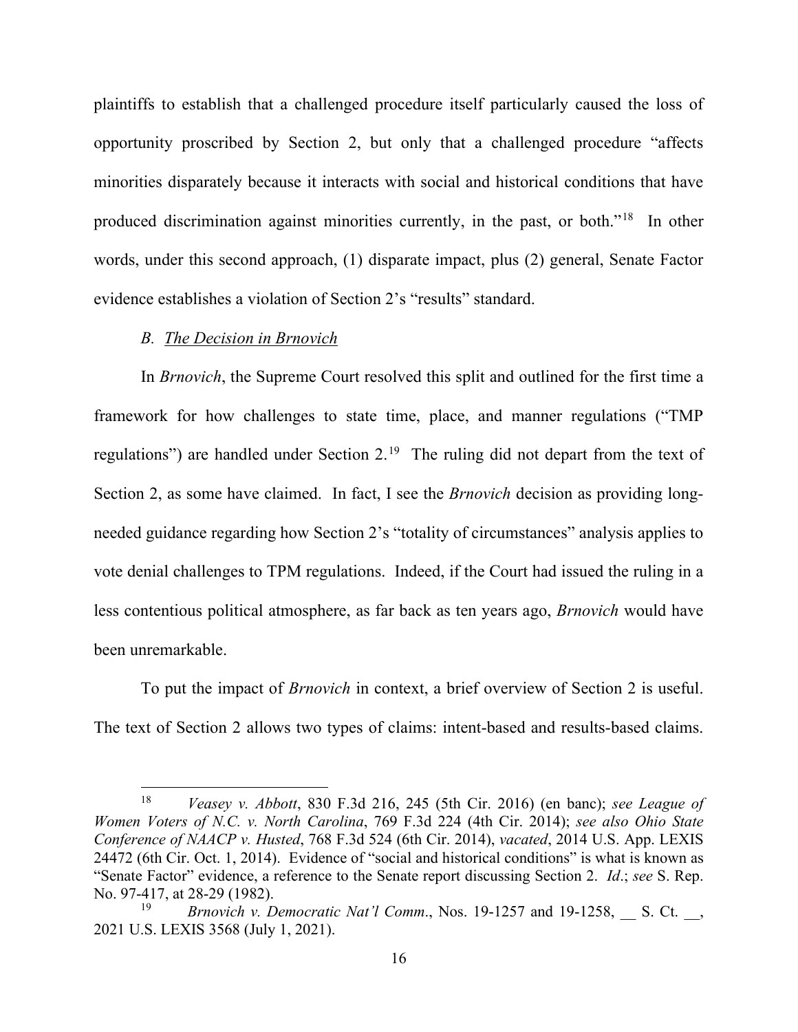plaintiffs to establish that a challenged procedure itself particularly caused the loss of opportunity proscribed by Section 2, but only that a challenged procedure "affects minorities disparately because it interacts with social and historical conditions that have produced discrimination against minorities currently, in the past, or both."[18] In other words, under this second approach, (1) disparate impact, plus (2) general, Senate Factor evidence establishes a violation of Section 2's "results" standard.

### *B. The Decision in Brnovich*

In *Brnovich*, the Supreme Court resolved this split and outlined for the first time a framework for how challenges to state time, place, and manner regulations ("TMP regulations") are handled under Section 2.[19] The ruling did not depart from the text of Section 2, as some have claimed. In fact, I see the *Brnovich* decision as providing long-needed guidance regarding how Section 2's "totality of circumstances" analysis applies to vote denial challenges to TPM regulations. Indeed, if the Court had issued the ruling in a less contentious political atmosphere, as far back as ten years ago, *Brnovich* would have been unremarkable.

To put the impact of *Brnovich* in context, a brief overview of Section 2 is useful. The text of Section 2 allows two types of claims: intent-based and results-based claims.

---

[18] *Veasey v. Abbott*, 830 F.3d 216, 245 (5th Cir. 2016) (en banc); *see League of Women Voters of N.C. v. North Carolina*, 769 F.3d 224 (4th Cir. 2014); *see also Ohio State Conference of NAACP v. Husted*, 768 F.3d 524 (6th Cir. 2014), *vacated*, 2014 U.S. App. LEXIS 24472 (6th Cir. Oct. 1, 2014). Evidence of "social and historical conditions" is what is known as "Senate Factor" evidence, a reference to the Senate report discussing Section 2. *Id*.; *see* S. Rep. No. 97-417, at 28-29 (1982).

[19] *Brnovich v. Democratic Nat'l Comm*., Nos. 19-1257 and 19-1258, __ S. Ct. __, 2021 U.S. LEXIS 3568 (July 1, 2021).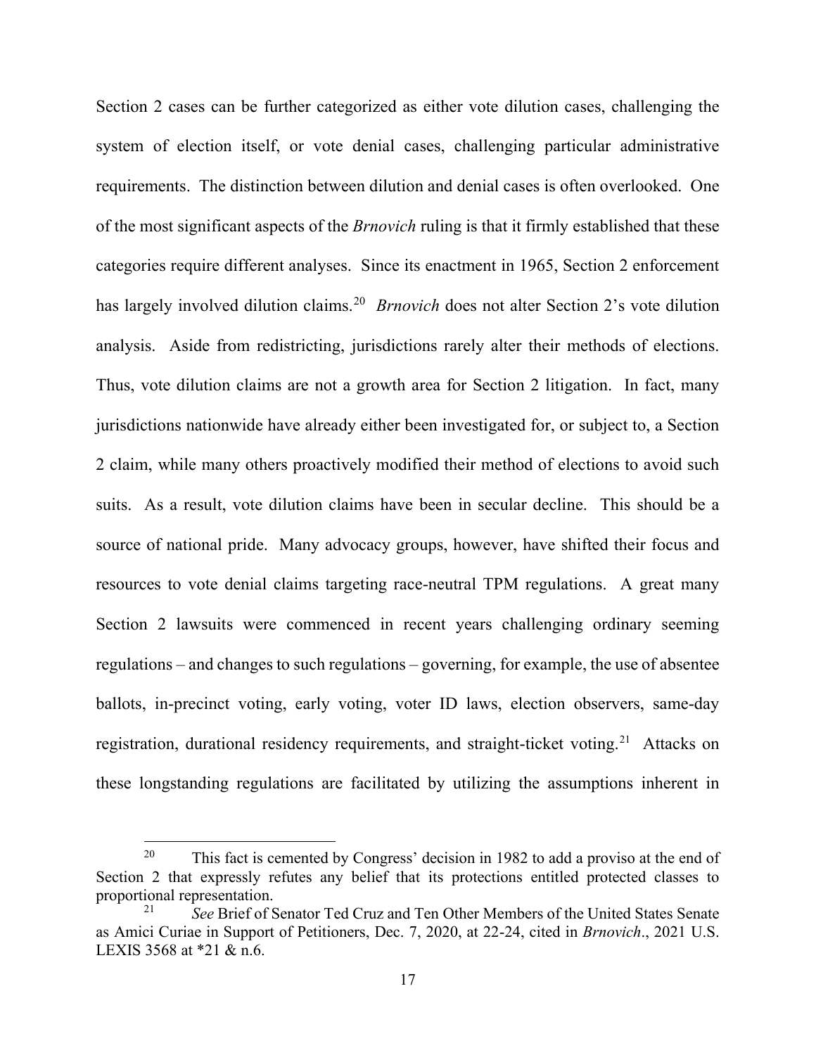Section 2 cases can be further categorized as either vote dilution cases, challenging the system of election itself, or vote denial cases, challenging particular administrative requirements. The distinction between dilution and denial cases is often overlooked. One of the most significant aspects of the *Brnovich* ruling is that it firmly established that these categories require different analyses. Since its enactment in 1965, Section 2 enforcement has largely involved dilution claims.[20] *Brnovich* does not alter Section 2's vote dilution analysis. Aside from redistricting, jurisdictions rarely alter their methods of elections. Thus, vote dilution claims are not a growth area for Section 2 litigation. In fact, many jurisdictions nationwide have already either been investigated for, or subject to, a Section 2 claim, while many others proactively modified their method of elections to avoid such suits. As a result, vote dilution claims have been in secular decline. This should be a source of national pride. Many advocacy groups, however, have shifted their focus and resources to vote denial claims targeting race-neutral TPM regulations. A great many Section 2 lawsuits were commenced in recent years challenging ordinary seeming regulations – and changes to such regulations – governing, for example, the use of absentee ballots, in-precinct voting, early voting, voter ID laws, election observers, same-day registration, durational residency requirements, and straight-ticket voting.[21] Attacks on these longstanding regulations are facilitated by utilizing the assumptions inherent in

[20] This fact is cemented by Congress' decision in 1982 to add a proviso at the end of Section 2 that expressly refutes any belief that its protections entitled protected classes to proportional representation.

[21] *See* Brief of Senator Ted Cruz and Ten Other Members of the United States Senate as Amici Curiae in Support of Petitioners, Dec. 7, 2020, at 22-24, cited in *Brnovich*., 2021 U.S. LEXIS 3568 at *21 & n.6.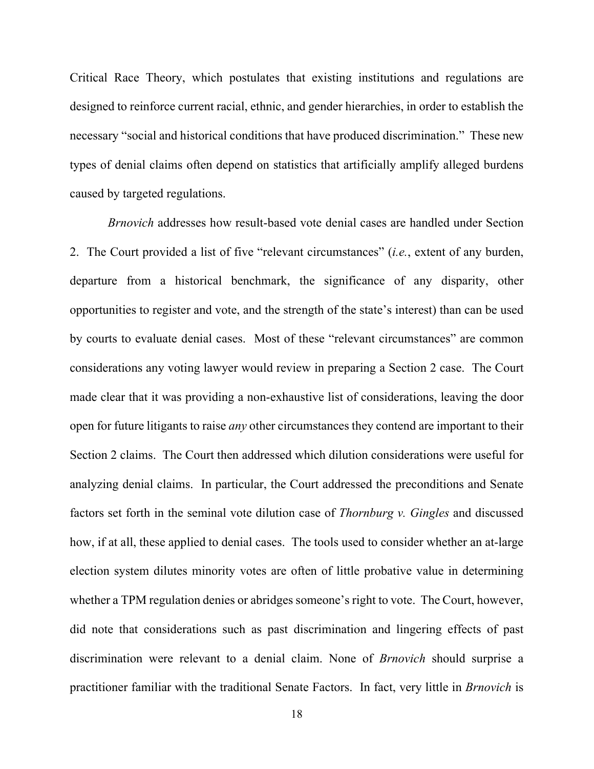Critical Race Theory, which postulates that existing institutions and regulations are designed to reinforce current racial, ethnic, and gender hierarchies, in order to establish the necessary "social and historical conditions that have produced discrimination." These new types of denial claims often depend on statistics that artificially amplify alleged burdens caused by targeted regulations.

*Brnovich* addresses how result-based vote denial cases are handled under Section 2. The Court provided a list of five "relevant circumstances" (*i.e.*, extent of any burden, departure from a historical benchmark, the significance of any disparity, other opportunities to register and vote, and the strength of the state's interest) than can be used by courts to evaluate denial cases. Most of these "relevant circumstances" are common considerations any voting lawyer would review in preparing a Section 2 case. The Court made clear that it was providing a non-exhaustive list of considerations, leaving the door open for future litigants to raise *any* other circumstances they contend are important to their Section 2 claims. The Court then addressed which dilution considerations were useful for analyzing denial claims. In particular, the Court addressed the preconditions and Senate factors set forth in the seminal vote dilution case of *Thornburg v. Gingles* and discussed how, if at all, these applied to denial cases. The tools used to consider whether an at-large election system dilutes minority votes are often of little probative value in determining whether a TPM regulation denies or abridges someone's right to vote. The Court, however, did note that considerations such as past discrimination and lingering effects of past discrimination were relevant to a denial claim. None of *Brnovich* should surprise a practitioner familiar with the traditional Senate Factors. In fact, very little in *Brnovich* is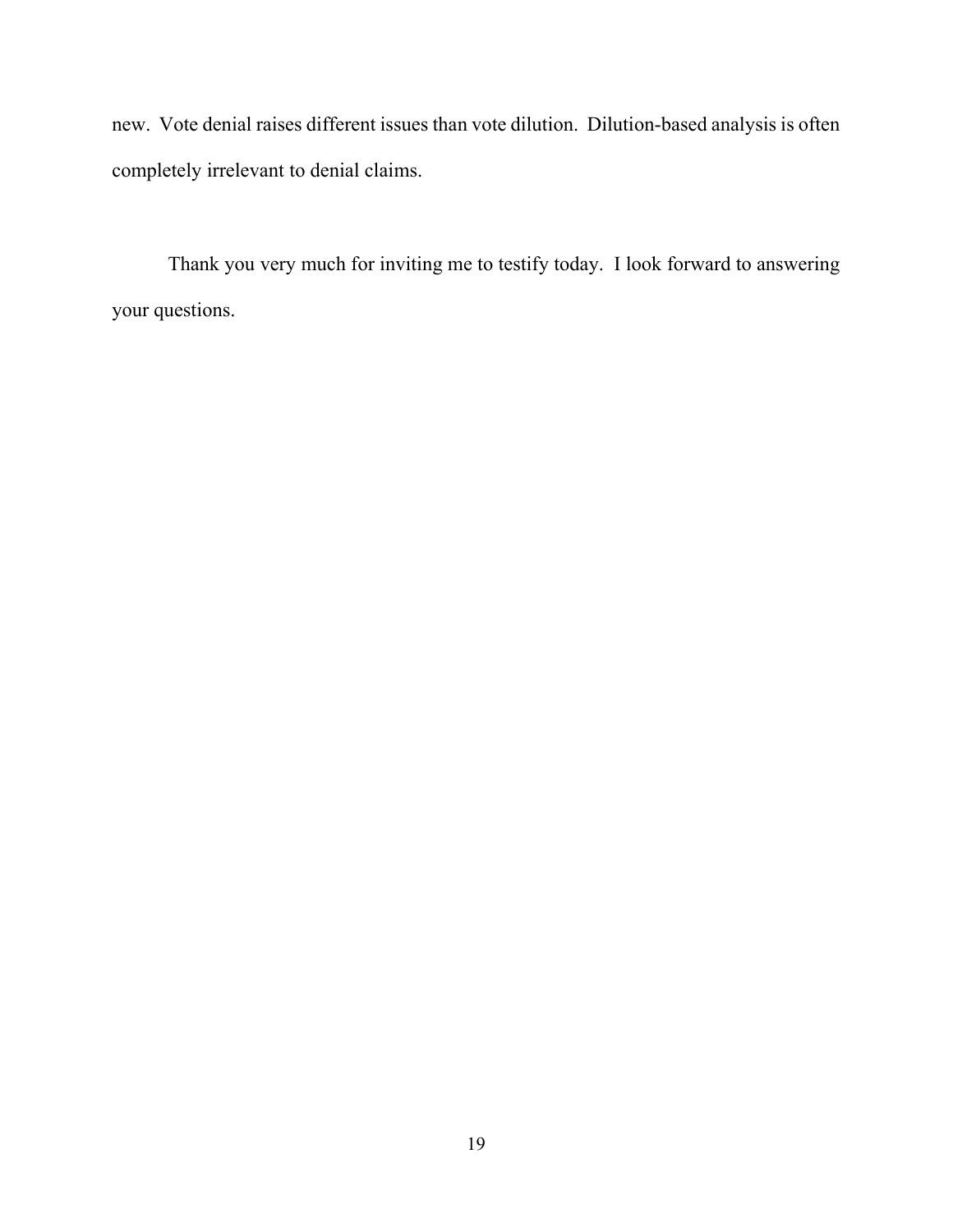new. Vote denial raises different issues than vote dilution. Dilution-based analysis is often completely irrelevant to denial claims.

Thank you very much for inviting me to testify today. I look forward to answering your questions.